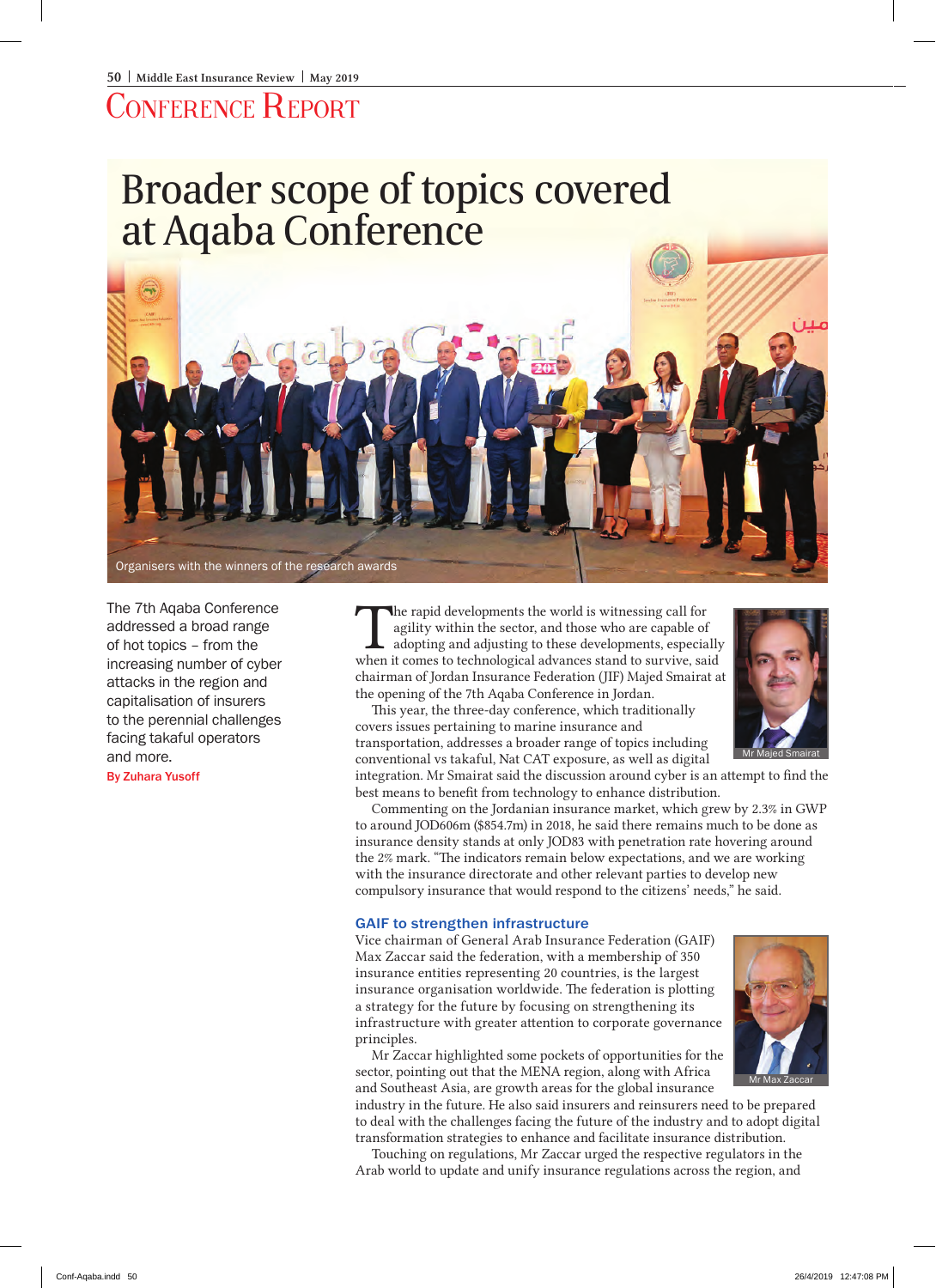## Conference Report

# Broader scope of topics covered at Aqaba Conference

Organisers with the winners of the research awards

The 7th Aqaba Conference addressed a broad range of hot topics – from the increasing number of cyber attacks in the region and capitalisation of insurers to the perennial challenges facing takaful operators and more.

**By Zuhara Yusoff**

The rapid developments the world is witnessing call for agility within the sector, and those who are capable of adopting and adjusting to these developments, especially when it comes to technological advances stand to survive, said chairman of Jordan Insurance Federation (JIF) Majed Smairat at the opening of the 7th Aqaba Conference in Jordan.

Mr Majed Smairat

This year, the three-day conference, which traditionally covers issues pertaining to marine insurance and transportation, addresses a broader range of topics including conventional vs takaful, Nat CAT exposure, as well as digital integration. Mr Smairat said the discussion around cyber is an attempt to find the best means to benefit from technology to enhance distribution.

Commenting on the Jordanian insurance market, which grew by 2.3% in GWP to around JOD606m ($854.7m) in 2018, he said there remains much to be done as insurance density stands at only JOD83 with penetration rate hovering around the 2% mark. "The indicators remain below expectations, and we are working with the insurance directorate and other relevant parties to develop new compulsory insurance that would respond to the citizens' needs," he said.

### GAIF to strengthen infrastructure

Vice chairman of General Arab Insurance Federation (GAIF) Max Zaccar said the federation, with a membership of 350 insurance entities representing 20 countries, is the largest insurance organisation worldwide. The federation is plotting a strategy for the future by focusing on strengthening its infrastructure with greater attention to corporate governance principles.

Mr Max Zaccar

Mr Zaccar highlighted some pockets of opportunities for the sector, pointing out that the MENA region, along with Africa and Southeast Asia, are growth areas for the global insurance industry in the future. He also said insurers and reinsurers need to be prepared to deal with the challenges facing the future of the industry and to adopt digital transformation strategies to enhance and facilitate insurance distribution.

Touching on regulations, Mr Zaccar urged the respective regulators in the Arab world to update and unify insurance regulations across the region, and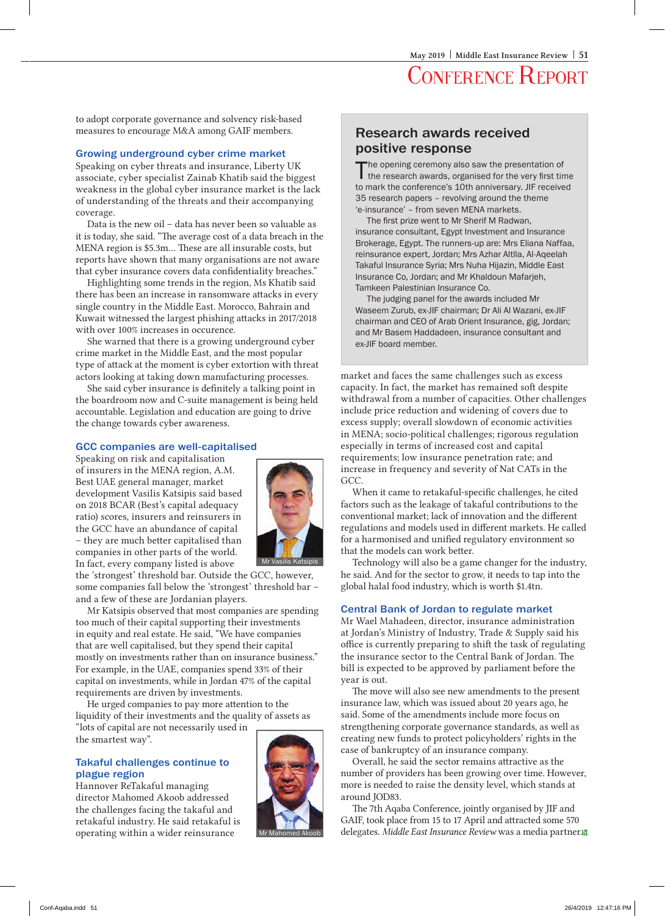to adopt corporate governance and solvency risk-based measures to encourage M&A among GAIF members.

### Growing underground cyber crime market

Speaking on cyber threats and insurance, Liberty UK associate, cyber specialist Zainab Khatib said the biggest weakness in the global cyber insurance market is the lack of understanding of the threats and their accompanying coverage.

Data is the new oil – data has never been so valuable as it is today, she said. "The average cost of a data breach in the MENA region is $5.3m... These are all insurable costs, but reports have shown that many organisations are not aware that cyber insurance covers data confidentiality breaches."

Highlighting some trends in the region, Ms Khatib said there has been an increase in ransomware attacks in every single country in the Middle East. Morocco, Bahrain and Kuwait witnessed the largest phishing attacks in 2017/2018 with over 100% increases in occurence.

She warned that there is a growing underground cyber crime market in the Middle East, and the most popular type of attack at the moment is cyber extortion with threat actors looking at taking down manufacturing processes.

She said cyber insurance is definitely a talking point in the boardroom now and C-suite management is being held accountable. Legislation and education are going to drive the change towards cyber awareness.

### GCC companies are well-capitalised

Speaking on risk and capitalisation of insurers in the MENA region, A.M. Best UAE general manager, market development Vasilis Katsipis said based on 2018 BCAR (Best's capital adequacy ratio) scores, insurers and reinsurers in the GCC have an abundance of capital – they are much better capitalised than companies in other parts of the world. In fact, every company listed is above the 'strongest' threshold bar. Outside the GCC, however, some companies fall below the 'strongest' threshold bar – and a few of these are Jordanian players.

Mr Vasilis Katsipis

Mr Katsipis observed that most companies are spending too much of their capital supporting their investments in equity and real estate. He said, "We have companies that are well capitalised, but they spend their capital mostly on investments rather than on insurance business." For example, in the UAE, companies spend 33% of their capital on investments, while in Jordan 47% of the capital requirements are driven by investments.

He urged companies to pay more attention to the liquidity of their investments and the quality of assets as "lots of capital are not necessarily used in the smartest way".

### Takaful challenges continue to plague region

Hannover ReTakaful managing director Mahomed Akoob addressed the challenges facing the takaful and retakaful industry. He said retakaful is operating within a wider reinsurance market and faces the same challenges such as excess capacity. In fact, the market has remained soft despite withdrawal from a number of capacities. Other challenges include price reduction and widening of covers due to excess supply; overall slowdown of economic activities in MENA; socio-political challenges; rigorous regulation especially in terms of increased cost and capital requirements; low insurance penetration rate; and increase in frequency and severity of Nat CATs in the GCC.

Mr Mahomed Akoob

When it came to retakaful-specific challenges, he cited factors such as the leakage of takaful contributions to the conventional market; lack of innovation and the different regulations and models used in different markets. He called for a harmonised and unified regulatory environment so that the models can work better.

Technology will also be a game changer for the industry, he said. And for the sector to grow, it needs to tap into the global halal food industry, which is worth $1.4tn.

## Research awards received positive response

The opening ceremony also saw the presentation of the research awards, organised for the very first time to mark the conference's 10th anniversary. JIF received 35 research papers – revolving around the theme 'e-insurance' – from seven MENA markets.

The first prize went to Mr Sherif M Radwan, insurance consultant, Egypt Investment and Insurance Brokerage, Egypt. The runners-up are: Mrs Eliana Naffaa, reinsurance expert, Jordan; Mrs Azhar Altlla, Al-Aqeelah Takaful Insurance Syria; Mrs Nuha Hijazin, Middle East Insurance Co, Jordan; and Mr Khaldoun Mafarjeh, Tamkeen Palestinian Insurance Co.

The judging panel for the awards included Mr Waseem Zurub, ex-JIF chairman; Dr Ali Al Wazani, ex-JIF chairman and CEO of Arab Orient Insurance, gig, Jordan; and Mr Basem Haddadeen, insurance consultant and ex-JIF board member.

### Central Bank of Jordan to regulate market

Mr Wael Mahadeen, director, insurance administration at Jordan's Ministry of Industry, Trade & Supply said his office is currently preparing to shift the task of regulating the insurance sector to the Central Bank of Jordan. The bill is expected to be approved by parliament before the year is out.

The move will also see new amendments to the present insurance law, which was issued about 20 years ago, he said. Some of the amendments include more focus on strengthening corporate governance standards, as well as creating new funds to protect policyholders' rights in the case of bankruptcy of an insurance company.

Overall, he said the sector remains attractive as the number of providers has been growing over time. However, more is needed to raise the density level, which stands at around JOD83.

The 7th Aqaba Conference, jointly organised by JIF and GAIF, took place from 15 to 17 April and attracted some 570 delegates. *Middle East Insurance Review* was a media partner.